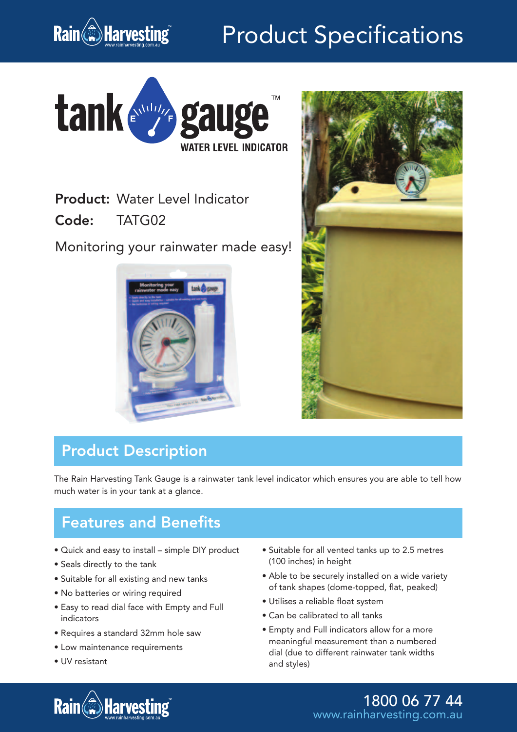# Product Specifications

# tank gauge™

**WATER LEVEL INDICATOR**

**Product:** Water Level Indicator
**Code:** TATG02

Monitoring your rainwater made easy!

## Product Description

The Rain Harvesting Tank Gauge is a rainwater tank level indicator which ensures you are able to tell how much water is in your tank at a glance.

## Features and Benefits

- Quick and easy to install – simple DIY product
- Seals directly to the tank
- Suitable for all existing and new tanks
- No batteries or wiring required
- Easy to read dial face with Empty and Full indicators
- Requires a standard 32mm hole saw
- Low maintenance requirements
- UV resistant
- Suitable for all vented tanks up to 2.5 metres (100 inches) in height
- Able to be securely installed on a wide variety of tank shapes (dome-topped, flat, peaked)
- Utilises a reliable float system
- Can be calibrated to all tanks
- Empty and Full indicators allow for a more meaningful measurement than a numbered dial (due to different rainwater tank widths and styles)

1800 06 77 44
www.rainharvesting.com.au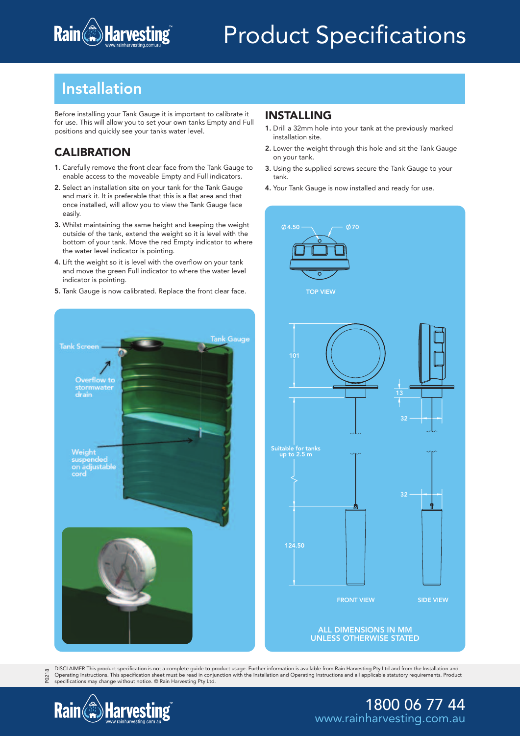# Product Specifications

## Installation

Before installing your Tank Gauge it is important to calibrate it for use. This will allow you to set your own tanks Empty and Full positions and quickly see your tanks water level.

### CALIBRATION

1. Carefully remove the front clear face from the Tank Gauge to enable access to the moveable Empty and Full indicators.
2. Select an installation site on your tank for the Tank Gauge and mark it. It is preferable that this is a flat area and that once installed, will allow you to view the Tank Gauge face easily.
3. Whilst maintaining the same height and keeping the weight outside of the tank, extend the weight so it is level with the bottom of your tank. Move the red Empty indicator to where the water level indicator is pointing.
4. Lift the weight so it is level with the overflow on your tank and move the green Full indicator to where the water level indicator is pointing.
5. Tank Gauge is now calibrated. Replace the front clear face.

### INSTALLING

1. Drill a 32mm hole into your tank at the previously marked installation site.
2. Lower the weight through this hole and sit the Tank Gauge on your tank.
3. Using the supplied screws secure the Tank Gauge to your tank.
4. Your Tank Gauge is now installed and ready for use.

Tank Screen

Tank Gauge

Overflow to stormwater drain

Weight suspended on adjustable cord

Ø4.50

Ø70

TOP VIEW

101

13

32

Suitable for tanks up to 2.5 m

32

124.50

FRONT VIEW

SIDE VIEW

ALL DIMENSIONS IN MM UNLESS OTHERWISE STATED

DISCLAIMER This product specification is not a complete guide to product usage. Further information is available from Rain Harvesting Pty Ltd and from the Installation and Operating Instructions. This specification sheet must be read in conjunction with the Installation and Operating Instructions and all applicable statutory requirements. Product specifications may change without notice. © Rain Harvesting Pty Ltd.

P0218

1800 06 77 44
www.rainharvesting.com.au